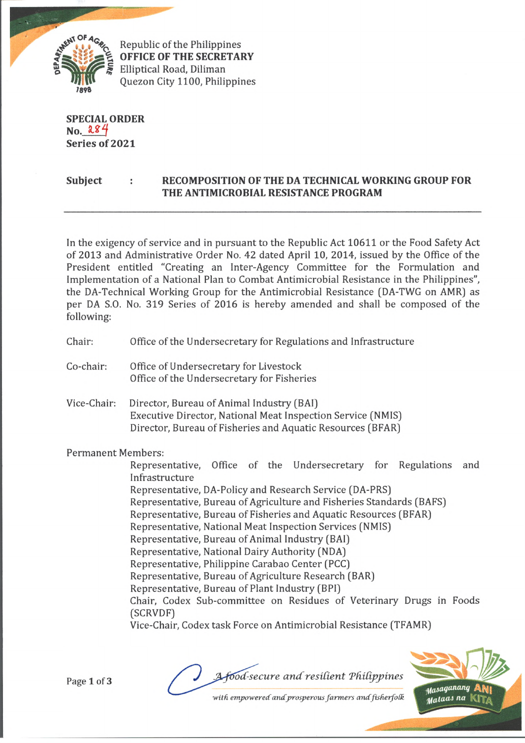Republic of the Philippines
**OFFICE OF THE SECRETARY**
Elliptical Road, Diliman
Quezon City 1100, Philippines

**SPECIAL ORDER**
**No. 284**
**Series of 2021**

**Subject : RECOMPOSITION OF THE DA TECHNICAL WORKING GROUP FOR THE ANTIMICROBIAL RESISTANCE PROGRAM**

---

In the exigency of service and in pursuant to the Republic Act 10611 or the Food Safety Act of 2013 and Administrative Order No. 42 dated April 10, 2014, issued by the Office of the President entitled "Creating an Inter-Agency Committee for the Formulation and Implementation of a National Plan to Combat Antimicrobial Resistance in the Philippines", the DA-Technical Working Group for the Antimicrobial Resistance (DA-TWG on AMR) as per DA S.O. No. 319 Series of 2016 is hereby amended and shall be composed of the following:

Chair: Office of the Undersecretary for Regulations and Infrastructure

Co-chair: Office of Undersecretary for Livestock
Office of the Undersecretary for Fisheries

Vice-Chair: Director, Bureau of Animal Industry (BAI)
Executive Director, National Meat Inspection Service (NMIS)
Director, Bureau of Fisheries and Aquatic Resources (BFAR)

Permanent Members:

Representative, Office of the Undersecretary for Regulations and Infrastructure
Representative, DA-Policy and Research Service (DA-PRS)
Representative, Bureau of Agriculture and Fisheries Standards (BAFS)
Representative, Bureau of Fisheries and Aquatic Resources (BFAR)
Representative, National Meat Inspection Services (NMIS)
Representative, Bureau of Animal Industry (BAI)
Representative, National Dairy Authority (NDA)
Representative, Philippine Carabao Center (PCC)
Representative, Bureau of Agriculture Research (BAR)
Representative, Bureau of Plant Industry (BPI)
Chair, Codex Sub-committee on Residues of Veterinary Drugs in Foods (SCRVDF)
Vice-Chair, Codex task Force on Antimicrobial Resistance (TFAMR)

*A food-secure and resilient Philippines with empowered and prosperous farmers and fisherfolk*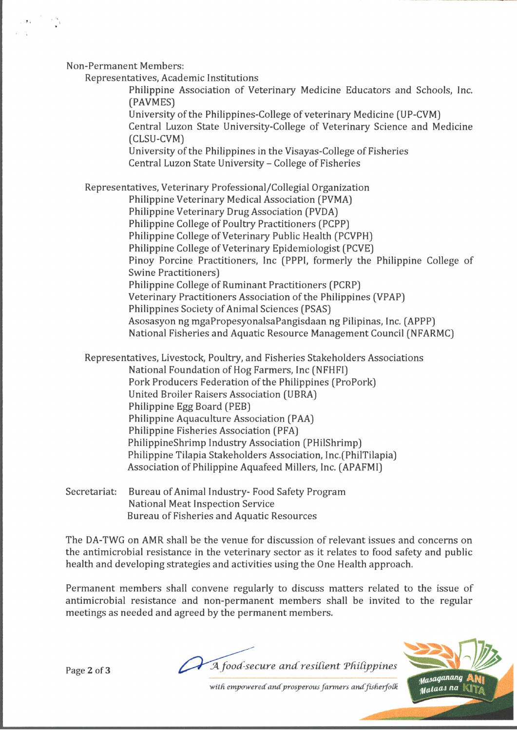Non-Permanent Members:

- Representatives, Academic Institutions
  - Philippine Association of Veterinary Medicine Educators and Schools, Inc. (PAVMES)
  - University of the Philippines-College of veterinary Medicine (UP-CVM)
  - Central Luzon State University-College of Veterinary Science and Medicine (CLSU-CVM)
  - University of the Philippines in the Visayas-College of Fisheries
  - Central Luzon State University – College of Fisheries

- Representatives, Veterinary Professional/Collegial Organization
  - Philippine Veterinary Medical Association (PVMA)
  - Philippine Veterinary Drug Association (PVDA)
  - Philippine College of Poultry Practitioners (PCPP)
  - Philippine College of Veterinary Public Health (PCVPH)
  - Philippine College of Veterinary Epidemiologist (PCVE)
  - Pinoy Porcine Practitioners, Inc (PPPI, formerly the Philippine College of Swine Practitioners)
  - Philippine College of Ruminant Practitioners (PCRP)
  - Veterinary Practitioners Association of the Philippines (VPAP)
  - Philippines Society of Animal Sciences (PSAS)
  - Asosasyon ng mgaPropesyonalsaPangisdaan ng Pilipinas, Inc. (APPP)
  - National Fisheries and Aquatic Resource Management Council (NFARMC)

- Representatives, Livestock, Poultry, and Fisheries Stakeholders Associations
  - National Foundation of Hog Farmers, Inc (NFHFI)
  - Pork Producers Federation of the Philippines (ProPork)
  - United Broiler Raisers Association (UBRA)
  - Philippine Egg Board (PEB)
  - Philippine Aquaculture Association (PAA)
  - Philippine Fisheries Association (PFA)
  - PhilippineShrimp Industry Association (PHilShrimp)
  - Philippine Tilapia Stakeholders Association, Inc.(PhilTilapia)
  - Association of Philippine Aquafeed Millers, Inc. (APAFMI)

Secretariat:
- Bureau of Animal Industry- Food Safety Program
- National Meat Inspection Service
- Bureau of Fisheries and Aquatic Resources

The DA-TWG on AMR shall be the venue for discussion of relevant issues and concerns on the antimicrobial resistance in the veterinary sector as it relates to food safety and public health and developing strategies and activities using the One Health approach.

Permanent members shall convene regularly to discuss matters related to the issue of antimicrobial resistance and non-permanent members shall be invited to the regular meetings as needed and agreed by the permanent members.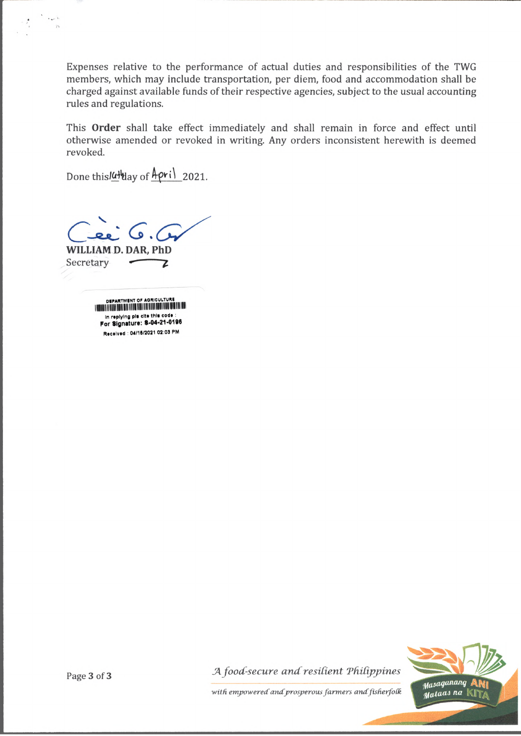Expenses relative to the performance of actual duties and responsibilities of the TWG members, which may include transportation, per diem, food and accommodation shall be charged against available funds of their respective agencies, subject to the usual accounting rules and regulations.

This **Order** shall take effect immediately and shall remain in force and effect until otherwise amended or revoked in writing. Any orders inconsistent herewith is deemed revoked.

Done this 14th day of April 2021.

**WILLIAM D. DAR, PhD**
Secretary

DEPARTMENT OF AGRICULTURE
In replying pls cite this code :
For Signature: S-04-21-0196
Received : 04/15/2021 02:03 PM

*A food-secure and resilient Philippines*

*with empowered and prosperous farmers and fisherfolk*

Masaganang ANI Mataas na KITA